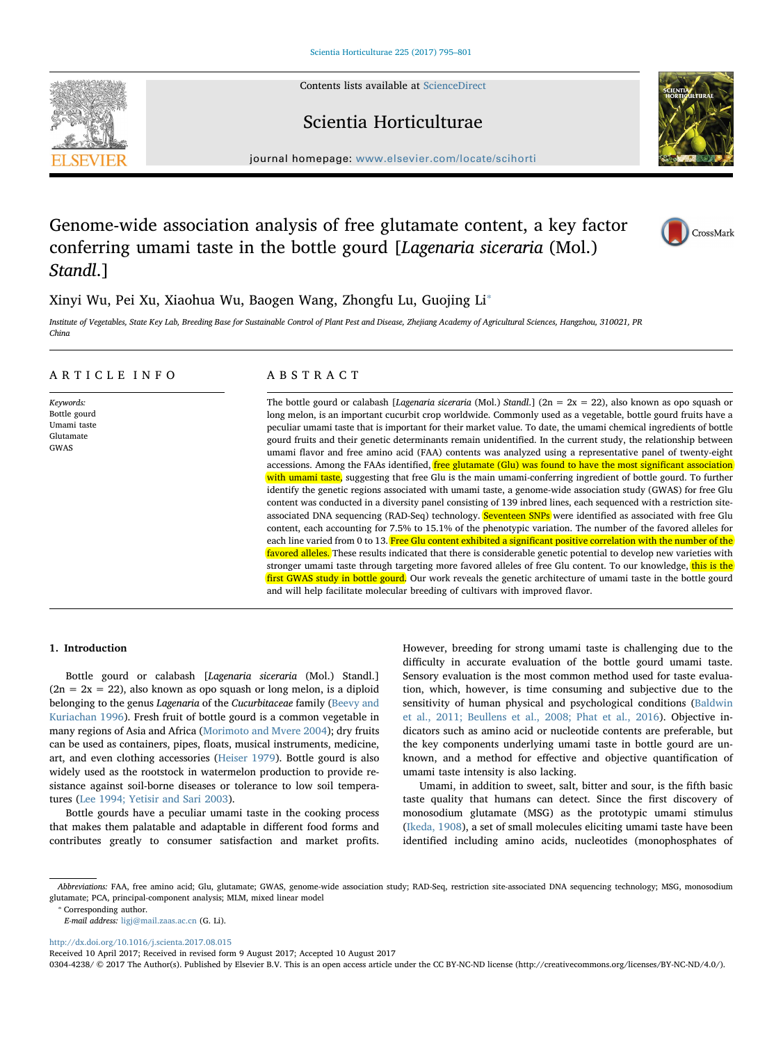Contents lists available at ScienceDirect

# Scientia Horticulturae

journal homepage: www.elsevier.com/locate/scihorti

# Genome-wide association analysis of free glutamate content, a key factor conferring umami taste in the bottle gourd [*Lagenaria siceraria* (Mol.) *Standl.*]

Xinyi Wu, Pei Xu, Xiaohua Wu, Baogen Wang, Zhongfu Lu, Guojing Li*

*Institute of Vegetables, State Key Lab, Breeding Base for Sustainable Control of Plant Pest and Disease, Zhejiang Academy of Agricultural Sciences, Hangzhou, 310021, PR China*

## ARTICLE INFO

*Keywords:*
Bottle gourd
Umami taste
Glutamate
GWAS

## ABSTRACT

The bottle gourd or calabash [*Lagenaria siceraria* (Mol.) *Standl.*] (2n = 2x = 22), also known as opo squash or long melon, is an important cucurbit crop worldwide. Commonly used as a vegetable, bottle gourd fruits have a peculiar umami taste that is important for their market value. To date, the umami chemical ingredients of bottle gourd fruits and their genetic determinants remain unidentified. In the current study, the relationship between umami flavor and free amino acid (FAA) contents was analyzed using a representative panel of twenty-eight accessions. Among the FAAs identified, free glutamate (Glu) was found to have the most significant association with umami taste, suggesting that free Glu is the main umami-conferring ingredient of bottle gourd. To further identify the genetic regions associated with umami taste, a genome-wide association study (GWAS) for free Glu content was conducted in a diversity panel consisting of 139 inbred lines, each sequenced with a restriction site-associated DNA sequencing (RAD-Seq) technology. Seventeen SNPs were identified as associated with free Glu content, each accounting for 7.5% to 15.1% of the phenotypic variation. The number of the favored alleles for each line varied from 0 to 13. Free Glu content exhibited a significant positive correlation with the number of the favored alleles. These results indicated that there is considerable genetic potential to develop new varieties with stronger umami taste through targeting more favored alleles of free Glu content. To our knowledge, this is the first GWAS study in bottle gourd. Our work reveals the genetic architecture of umami taste in the bottle gourd and will help facilitate molecular breeding of cultivars with improved flavor.

## 1. Introduction

Bottle gourd or calabash [*Lagenaria siceraria* (Mol.) Standl.] (2n = 2x = 22), also known as opo squash or long melon, is a diploid belonging to the genus *Lagenaria* of the *Cucurbitaceae* family (Beevy and Kuriachan 1996). Fresh fruit of bottle gourd is a common vegetable in many regions of Asia and Africa (Morimoto and Mvere 2004); dry fruits can be used as containers, pipes, floats, musical instruments, medicine, art, and even clothing accessories (Heiser 1979). Bottle gourd is also widely used as the rootstock in watermelon production to provide resistance against soil-borne diseases or tolerance to low soil temperatures (Lee 1994; Yetisir and Sari 2003).

Bottle gourds have a peculiar umami taste in the cooking process that makes them palatable and adaptable in different food forms and contributes greatly to consumer satisfaction and market profits. However, breeding for strong umami taste is challenging due to the difficulty in accurate evaluation of the bottle gourd umami taste. Sensory evaluation is the most common method used for taste evaluation, which, however, is time consuming and subjective due to the sensitivity of human physical and psychological conditions (Baldwin et al., 2011; Beullens et al., 2008; Phat et al., 2016). Objective indicators such as amino acid or nucleotide contents are preferable, but the key components underlying umami taste in bottle gourd are unknown, and a method for effective and objective quantification of umami taste intensity is also lacking.

Umami, in addition to sweet, salt, bitter and sour, is the fifth basic taste quality that humans can detect. Since the first discovery of monosodium glutamate (MSG) as the prototypic umami stimulus (Ikeda, 1908), a set of small molecules eliciting umami taste have been identified including amino acids, nucleotides (monophosphates of

---

*Abbreviations:* FAA, free amino acid; Glu, glutamate; GWAS, genome-wide association study; RAD-Seq, restriction site-associated DNA sequencing technology; MSG, monosodium glutamate; PCA, principal-component analysis; MLM, mixed linear model

* Corresponding author.
*E-mail address:* ligj@mail.zaas.ac.cn (G. Li).

http://dx.doi.org/10.1016/j.scienta.2017.08.015
Received 10 April 2017; Received in revised form 9 August 2017; Accepted 10 August 2017
0304-4238/ © 2017 The Author(s). Published by Elsevier B.V. This is an open access article under the CC BY-NC-ND license (http://creativecommons.org/licenses/BY-NC-ND/4.0/).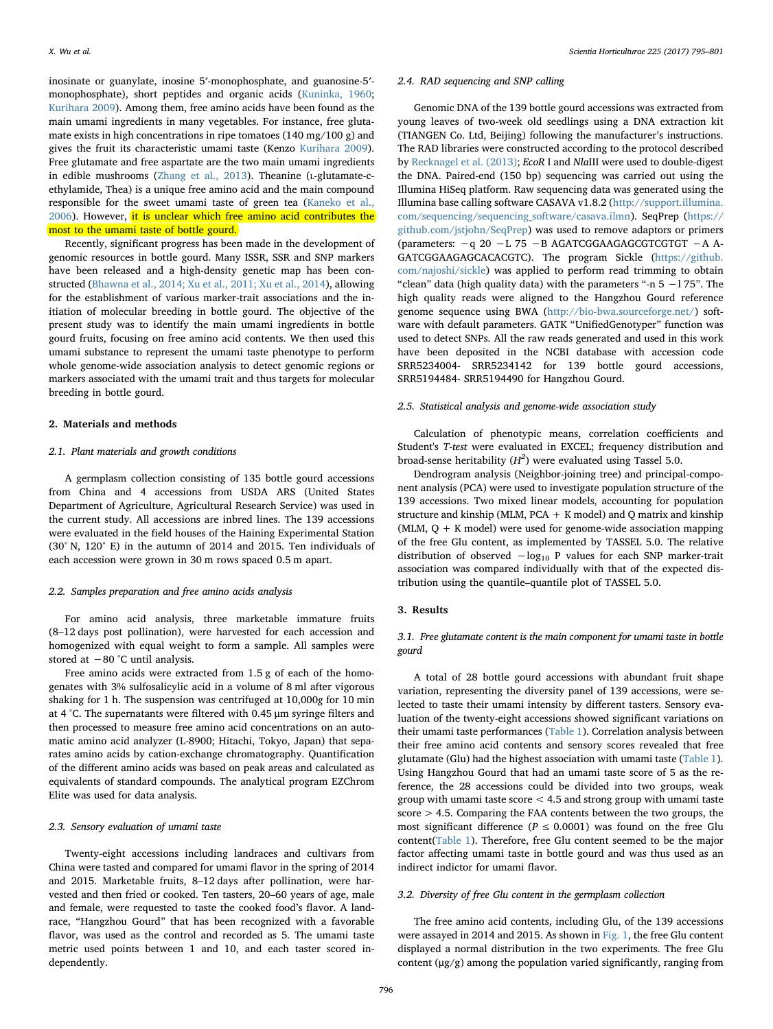inosinate or guanylate, inosine 5′-monophosphate, and guanosine-5′-monophosphate), short peptides and organic acids (Kuninka, 1960; Kurihara 2009). Among them, free amino acids have been found as the main umami ingredients in many vegetables. For instance, free glutamate exists in high concentrations in ripe tomatoes (140 mg/100 g) and gives the fruit its characteristic umami taste (Kenzo Kurihara 2009). Free glutamate and free aspartate are the two main umami ingredients in edible mushrooms (Zhang et al., 2013). Theanine (L-glutamate-c-ethylamide, Thea) is a unique free amino acid and the main compound responsible for the sweet umami taste of green tea (Kaneko et al., 2006). However, it is unclear which free amino acid contributes the most to the umami taste of bottle gourd.

Recently, significant progress has been made in the development of genomic resources in bottle gourd. Many ISSR, SSR and SNP markers have been released and a high-density genetic map has been constructed (Bhawna et al., 2014; Xu et al., 2011; Xu et al., 2014), allowing for the establishment of various marker-trait associations and the initiation of molecular breeding in bottle gourd. The objective of the present study was to identify the main umami ingredients in bottle gourd fruits, focusing on free amino acid contents. We then used this umami substance to represent the umami taste phenotype to perform whole genome-wide association analysis to detect genomic regions or markers associated with the umami trait and thus targets for molecular breeding in bottle gourd.

## 2. Materials and methods

### 2.1. Plant materials and growth conditions

A germplasm collection consisting of 135 bottle gourd accessions from China and 4 accessions from USDA ARS (United States Department of Agriculture, Agricultural Research Service) was used in the current study. All accessions are inbred lines. The 139 accessions were evaluated in the field houses of the Haining Experimental Station (30° N, 120° E) in the autumn of 2014 and 2015. Ten individuals of each accession were grown in 30 m rows spaced 0.5 m apart.

### 2.2. Samples preparation and free amino acids analysis

For amino acid analysis, three marketable immature fruits (8–12 days post pollination), were harvested for each accession and homogenized with equal weight to form a sample. All samples were stored at −80 °C until analysis.

Free amino acids were extracted from 1.5 g of each of the homogenates with 3% sulfosalicylic acid in a volume of 8 ml after vigorous shaking for 1 h. The suspension was centrifuged at 10,000*g* for 10 min at 4 °C. The supernatants were filtered with 0.45 μm syringe filters and then processed to measure free amino acid concentrations on an automatic amino acid analyzer (L-8900; Hitachi, Tokyo, Japan) that separates amino acids by cation-exchange chromatography. Quantification of the different amino acids was based on peak areas and calculated as equivalents of standard compounds. The analytical program EZChrom Elite was used for data analysis.

### 2.3. Sensory evaluation of umami taste

Twenty-eight accessions including landraces and cultivars from China were tasted and compared for umami flavor in the spring of 2014 and 2015. Marketable fruits, 8–12 days after pollination, were harvested and then fried or cooked. Ten tasters, 20–60 years of age, male and female, were requested to taste the cooked food's flavor. A landrace, "Hangzhou Gourd" that has been recognized with a favorable flavor, was used as the control and recorded as 5. The umami taste metric used points between 1 and 10, and each taster scored independently.

### 2.4. RAD sequencing and SNP calling

Genomic DNA of the 139 bottle gourd accessions was extracted from young leaves of two-week old seedlings using a DNA extraction kit (TIANGEN Co. Ltd, Beijing) following the manufacturer's instructions. The RAD libraries were constructed according to the protocol described by Recknagel et al. (2013); *EcoR* I and *Nla*III were used to double-digest the DNA. Paired-end (150 bp) sequencing was carried out using the Illumina HiSeq platform. Raw sequencing data was generated using the Illumina base calling software CASAVA v1.8.2 (http://support.illumina.com/sequencing/sequencing_software/casava.ilmn). SeqPrep (https://github.com/jstjohn/SeqPrep) was used to remove adaptors or primers (parameters: −q 20 −L 75 −B AGATCGGAAGAGCGTCGTGT −A AGATCGGAAGAGCACACGTC). The program Sickle (https://github.com/najoshi/sickle) was applied to perform read trimming to obtain "clean" data (high quality data) with the parameters "-n 5 −l 75". The high quality reads were aligned to the Hangzhou Gourd reference genome sequence using BWA (http://bio-bwa.sourceforge.net/) software with default parameters. GATK "UnifiedGenotyper" function was used to detect SNPs. All the raw reads generated and used in this work have been deposited in the NCBI database with accession code SRR5234004- SRR5234142 for 139 bottle gourd accessions, SRR5194484- SRR5194490 for Hangzhou Gourd.

### 2.5. Statistical analysis and genome-wide association study

Calculation of phenotypic means, correlation coefficients and Student's *T-test* were evaluated in EXCEL; frequency distribution and broad-sense heritability ($H^2$) were evaluated using Tassel 5.0.

Dendrogram analysis (Neighbor-joining tree) and principal-component analysis (PCA) were used to investigate population structure of the 139 accessions. Two mixed linear models, accounting for population structure and kinship (MLM, PCA + K model) and Q matrix and kinship (MLM, Q + K model) were used for genome-wide association mapping of the free Glu content, as implemented by TASSEL 5.0. The relative distribution of observed $-\log_{10}$ P values for each SNP marker-trait association was compared individually with that of the expected distribution using the quantile–quantile plot of TASSEL 5.0.

## 3. Results

### 3.1. Free glutamate content is the main component for umami taste in bottle gourd

A total of 28 bottle gourd accessions with abundant fruit shape variation, representing the diversity panel of 139 accessions, were selected to taste their umami intensity by different tasters. Sensory evaluation of the twenty-eight accessions showed significant variations on their umami taste performances (Table 1). Correlation analysis between their free amino acid contents and sensory scores revealed that free glutamate (Glu) had the highest association with umami taste (Table 1). Using Hangzhou Gourd that had an umami taste score of 5 as the reference, the 28 accessions could be divided into two groups, weak group with umami taste score < 4.5 and strong group with umami taste score > 4.5. Comparing the FAA contents between the two groups, the most significant difference ($P \leq 0.0001$) was found on the free Glu content(Table 1). Therefore, free Glu content seemed to be the major factor affecting umami taste in bottle gourd and was thus used as an indirect indictor for umami flavor.

### 3.2. Diversity of free Glu content in the germplasm collection

The free amino acid contents, including Glu, of the 139 accessions were assayed in 2014 and 2015. As shown in Fig. 1, the free Glu content displayed a normal distribution in the two experiments. The free Glu content (μg/g) among the population varied significantly, ranging from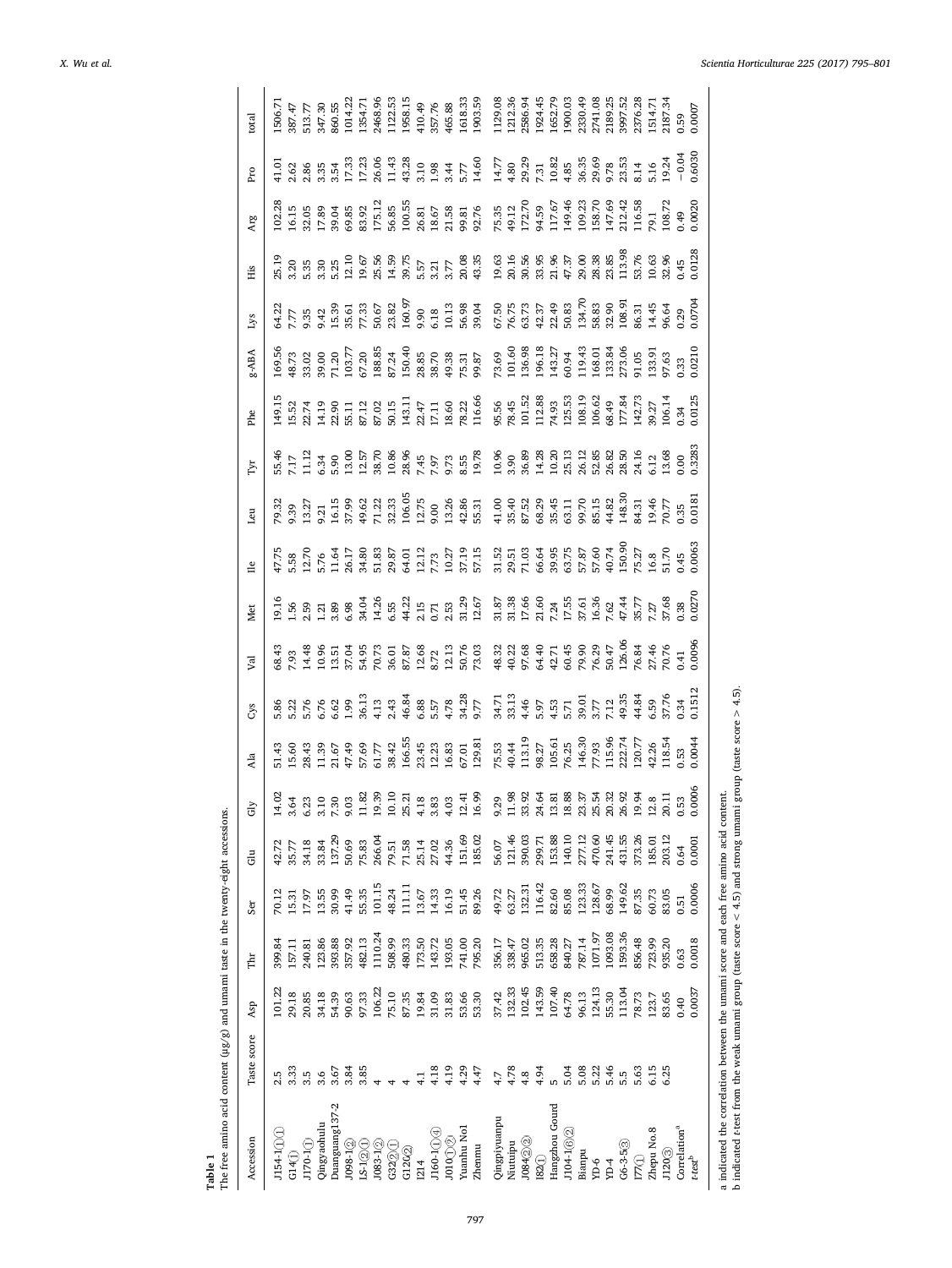**Table 1**
The free amino acid content (μg/g) and umami taste in the twenty-eight accessions.

| Accession | Taste score | Asp | Thr | Ser | Glu | Gly | Ala | Cys | Val | Met | Ile | Leu | Tyr | Phe | g-ABA | Lys | His | Arg | Pro | total |
|---|---|---|---|---|---|---|---|---|---|---|---|---|---|---|---|---|---|---|---|---|
| J154-1①① | 2.5 | 101.22 | 399.84 | 70.12 | 42.72 | 14.02 | 51.43 | 5.86 | 68.43 | 19.16 | 47.75 | 79.32 | 55.46 | 149.15 | 169.56 | 64.22 | 25.19 | 102.28 | 41.01 | 1506.71 |
| G14① | 3.33 | 29.18 | 157.11 | 15.31 | 35.77 | 3.64 | 15.60 | 5.22 | 7.93 | 1.56 | 5.58 | 9.39 | 7.17 | 15.52 | 48.73 | 7.77 | 3.20 | 16.15 | 2.62 | 387.47 |
| J170-1① | 3.5 | 20.85 | 240.81 | 17.97 | 34.18 | 6.23 | 28.43 | 5.76 | 14.48 | 2.59 | 12.70 | 13.27 | 11.12 | 22.74 | 33.02 | 9.35 | 5.35 | 32.05 | 2.86 | 513.77 |
| Qingyaohulu | 3.6 | 34.18 | 123.86 | 13.55 | 33.84 | 3.10 | 11.39 | 6.76 | 10.96 | 1.21 | 5.76 | 9.21 | 6.34 | 14.19 | 39.00 | 9.42 | 3.30 | 17.89 | 3.35 | 347.30 |
| Duanguang137-2 | 3.67 | 54.39 | 393.88 | 30.99 | 137.29 | 7.30 | 21.67 | 6.62 | 13.51 | 3.89 | 11.64 | 16.15 | 5.90 | 22.90 | 71.20 | 15.39 | 5.25 | 39.04 | 3.54 | 860.55 |
| J098-1② | 3.84 | 90.63 | 357.92 | 41.49 | 50.69 | 9.03 | 47.49 | 1.99 | 37.04 | 6.98 | 26.17 | 37.99 | 13.00 | 55.11 | 103.77 | 35.61 | 12.10 | 69.85 | 17.33 | 1014.22 |
| LS-1②① | 3.85 | 97.33 | 482.13 | 55.35 | 75.83 | 11.82 | 57.69 | 36.13 | 54.95 | 34.04 | 34.80 | 49.62 | 12.57 | 87.12 | 67.20 | 77.33 | 19.67 | 83.92 | 17.23 | 1354.71 |
| J083-1② | 4 | 106.22 | 1110.24 | 101.15 | 266.04 | 19.39 | 61.77 | 4.13 | 70.73 | 14.26 | 51.83 | 71.22 | 38.70 | 87.02 | 188.85 | 50.67 | 25.56 | 175.12 | 26.06 | 2468.96 |
| G32②① | 4 | 75.10 | 508.99 | 48.24 | 79.51 | 10.10 | 38.42 | 2.43 | 36.01 | 6.55 | 29.87 | 32.33 | 10.86 | 50.15 | 87.24 | 23.82 | 14.59 | 56.85 | 11.43 | 1122.53 |
| G120② | 4 | 87.35 | 480.33 | 111.11 | 71.58 | 25.21 | 166.55 | 46.84 | 87.87 | 44.22 | 64.01 | 106.05 | 28.96 | 143.11 | 150.40 | 160.97 | 39.75 | 100.55 | 43.28 | 1958.15 |
| I214 | 4.1 | 19.84 | 173.50 | 13.67 | 25.14 | 4.18 | 23.45 | 6.88 | 12.68 | 2.15 | 12.12 | 12.75 | 7.45 | 22.47 | 28.85 | 9.90 | 5.57 | 26.81 | 3.10 | 410.49 |
| J160-1①④ | 4.18 | 31.09 | 143.72 | 14.33 | 27.02 | 3.83 | 12.23 | 5.57 | 8.72 | 0.71 | 7.73 | 9.00 | 7.97 | 17.11 | 38.70 | 6.18 | 3.21 | 18.67 | 1.98 | 357.76 |
| J010①② | 4.19 | 31.83 | 193.05 | 16.19 | 44.36 | 4.03 | 16.83 | 4.78 | 12.13 | 2.53 | 10.27 | 13.26 | 9.73 | 18.60 | 49.38 | 10.13 | 3.77 | 21.58 | 3.44 | 465.88 |
| Yuanhu No1 | 4.29 | 53.66 | 741.00 | 51.45 | 151.69 | 12.41 | 67.01 | 34.28 | 50.76 | 31.29 | 37.19 | 42.86 | 8.55 | 78.22 | 75.31 | 56.98 | 20.08 | 99.81 | 5.77 | 1618.33 |
| Zhenmu | 4.47 | 53.30 | 795.20 | 89.26 | 185.02 | 16.99 | 129.81 | 9.77 | 73.03 | 12.67 | 57.15 | 55.31 | 19.78 | 116.66 | 99.87 | 39.04 | 43.35 | 92.76 | 14.60 | 1903.59 |
| Qingpiyuanpu | 4.7 | 37.42 | 356.17 | 49.72 | 56.07 | 9.29 | 75.53 | 34.71 | 48.32 | 31.87 | 31.52 | 41.00 | 10.96 | 95.56 | 73.69 | 67.50 | 19.63 | 75.35 | 14.77 | 1129.08 |
| Niutuipu | 4.78 | 132.33 | 338.47 | 63.27 | 121.46 | 11.98 | 40.44 | 33.13 | 40.22 | 31.38 | 29.51 | 35.40 | 3.90 | 78.45 | 101.60 | 76.75 | 20.16 | 49.12 | 4.80 | 1212.36 |
| J084②② | 4.8 | 102.45 | 965.02 | 132.31 | 390.03 | 33.92 | 113.19 | 4.46 | 97.68 | 17.66 | 71.03 | 87.52 | 36.89 | 101.52 | 136.98 | 63.73 | 30.56 | 172.70 | 29.29 | 2586.94 |
| I82① | 4.94 | 143.59 | 513.35 | 116.42 | 299.71 | 24.64 | 98.27 | 5.97 | 64.40 | 21.60 | 66.64 | 68.29 | 14.28 | 112.88 | 196.18 | 42.37 | 33.95 | 94.59 | 7.31 | 1924.45 |
| Hangzhou Gourd | 5 | 107.40 | 658.28 | 82.60 | 153.88 | 13.81 | 105.61 | 4.53 | 42.71 | 7.24 | 39.95 | 35.45 | 10.20 | 74.93 | 143.27 | 22.49 | 21.96 | 117.67 | 10.82 | 1652.79 |
| J104-1⑥② | 5.04 | 64.78 | 840.27 | 85.08 | 140.10 | 18.88 | 76.25 | 5.71 | 60.45 | 17.55 | 63.75 | 63.11 | 25.13 | 125.53 | 60.94 | 50.83 | 47.37 | 149.46 | 4.85 | 1900.03 |
| Bianpu | 5.08 | 96.13 | 787.14 | 123.33 | 277.12 | 23.37 | 146.30 | 39.01 | 79.90 | 37.61 | 57.87 | 99.70 | 26.12 | 108.19 | 119.43 | 134.70 | 29.00 | 109.23 | 36.35 | 2330.49 |
| YD-6 | 5.22 | 124.13 | 1071.97 | 128.67 | 470.60 | 25.54 | 77.93 | 3.77 | 76.29 | 16.36 | 57.60 | 85.15 | 52.85 | 106.62 | 168.01 | 58.83 | 28.38 | 158.70 | 29.69 | 2741.08 |
| YD-4 | 5.46 | 55.30 | 1093.08 | 68.99 | 241.45 | 20.32 | 115.96 | 7.12 | 50.47 | 7.62 | 40.74 | 44.82 | 26.82 | 68.49 | 133.84 | 32.90 | 23.85 | 147.69 | 9.78 | 2189.25 |
| G6-3-5③ | 5.5 | 113.04 | 1593.36 | 149.62 | 431.55 | 26.92 | 222.74 | 49.35 | 126.06 | 47.44 | 150.90 | 148.30 | 28.50 | 177.84 | 273.06 | 108.91 | 113.98 | 212.42 | 23.53 | 3997.52 |
| I77① | 5.63 | 78.73 | 856.48 | 87.35 | 373.26 | 19.94 | 120.77 | 44.84 | 76.84 | 35.77 | 75.27 | 84.31 | 24.16 | 142.73 | 91.05 | 86.31 | 53.76 | 116.58 | 8.14 | 2376.28 |
| Zhepu No.8 | 6.15 | 123.7 | 723.99 | 60.73 | 185.01 | 12.8 | 42.26 | 6.59 | 27.46 | 7.27 | 16.8 | 19.46 | 6.12 | 39.27 | 133.91 | 14.45 | 10.63 | 79.1 | 5.16 | 1514.71 |
| J120③ | 6.25 | 83.65 | 935.20 | 83.05 | 203.12 | 20.11 | 118.54 | 37.76 | 70.76 | 37.68 | 51.70 | 70.77 | 13.68 | 106.14 | 97.63 | 96.64 | 32.96 | 108.72 | 19.24 | 2187.34 |
| Correlation[a] | | 0.40 | 0.63 | 0.51 | 0.64 | 0.53 | 0.53 | 0.34 | 0.41 | 0.38 | 0.45 | 0.35 | 0.00 | 0.34 | 0.33 | 0.29 | 0.45 | 0.49 | −0.04 | 0.59 |
| *t*-test[b] | | 0.0037 | 0.0018 | 0.0006 | 0.0001 | 0.0006 | 0.0044 | 0.1512 | 0.0096 | 0.0270 | 0.0063 | 0.0181 | 0.3283 | 0.0125 | 0.0210 | 0.0704 | 0.0128 | 0.0020 | 0.6030 | 0.0007 |

a indicated the correlation between the umami score and each free amino acid content.
b indicated *t*-test from the weak umami group (taste score < 4.5) and strong umami group (taste score > 4.5).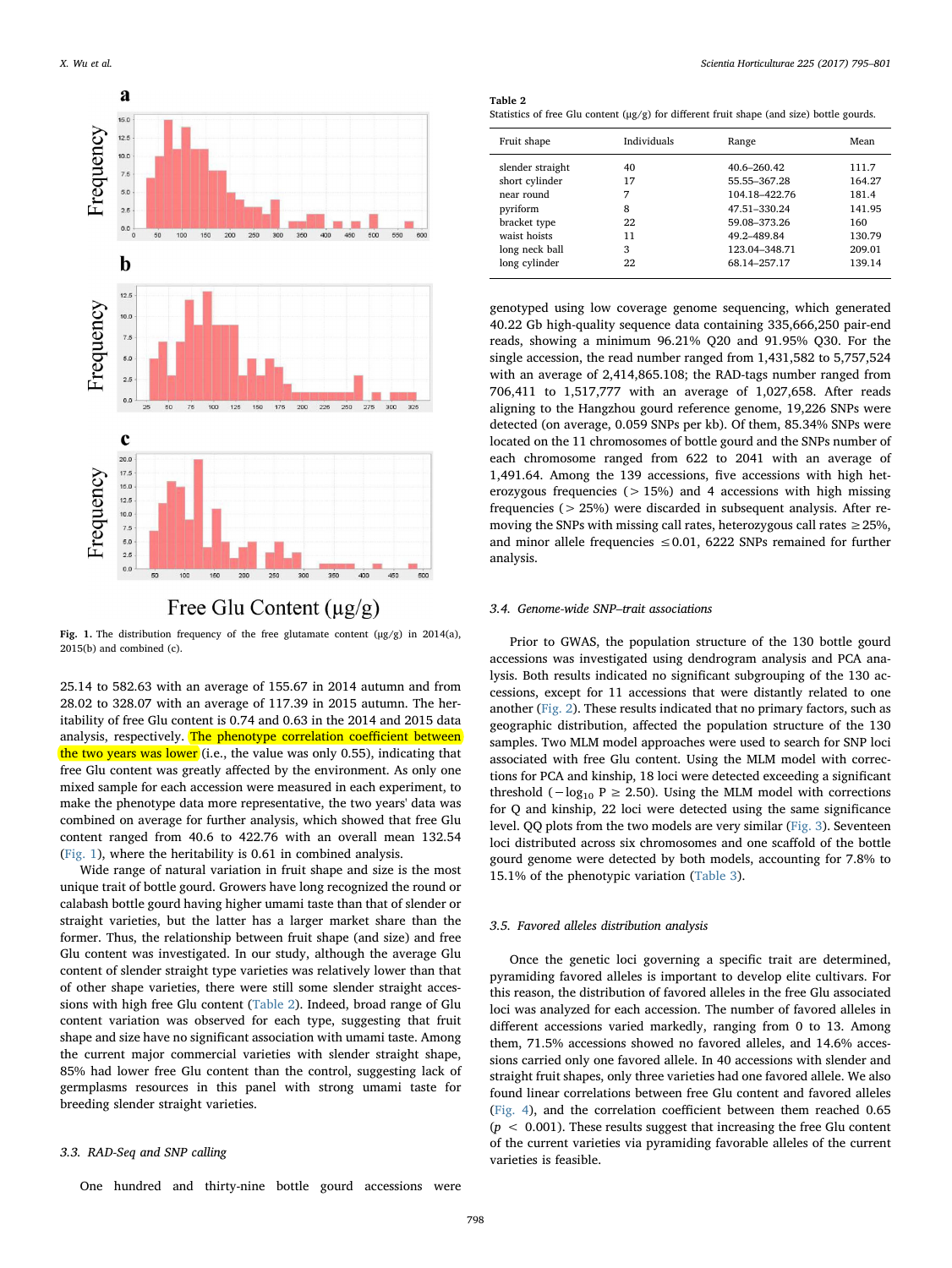Fig. 1. The distribution frequency of the free glutamate content (μg/g) in 2014(a), 2015(b) and combined (c).

25.14 to 582.63 with an average of 155.67 in 2014 autumn and from 28.02 to 328.07 with an average of 117.39 in 2015 autumn. The heritability of free Glu content is 0.74 and 0.63 in the 2014 and 2015 data analysis, respectively. The phenotype correlation coefficient between the two years was lower (i.e., the value was only 0.55), indicating that free Glu content was greatly affected by the environment. As only one mixed sample for each accession were measured in each experiment, to make the phenotype data more representative, the two years' data was combined on average for further analysis, which showed that free Glu content ranged from 40.6 to 422.76 with an overall mean 132.54 (Fig. 1), where the heritability is 0.61 in combined analysis.

Wide range of natural variation in fruit shape and size is the most unique trait of bottle gourd. Growers have long recognized the round or calabash bottle gourd having higher umami taste than that of slender or straight varieties, but the latter has a larger market share than the former. Thus, the relationship between fruit shape (and size) and free Glu content was investigated. In our study, although the average Glu content of slender straight type varieties was relatively lower than that of other shape varieties, there were still some slender straight accessions with high free Glu content (Table 2). Indeed, broad range of Glu content variation was observed for each type, suggesting that fruit shape and size have no significant association with umami taste. Among the current major commercial varieties with slender straight shape, 85% had lower free Glu content than the control, suggesting lack of germplasms resources in this panel with strong umami taste for breeding slender straight varieties.

### 3.3. RAD-Seq and SNP calling

One hundred and thirty-nine bottle gourd accessions were genotyped using low coverage genome sequencing, which generated 40.22 Gb high-quality sequence data containing 335,666,250 pair-end reads, showing a minimum 96.21% Q20 and 91.95% Q30. For the single accession, the read number ranged from 1,431,582 to 5,757,524 with an average of 2,414,865.108; the RAD-tags number ranged from 706,411 to 1,517,777 with an average of 1,027,658. After reads aligning to the Hangzhou gourd reference genome, 19,226 SNPs were detected (on average, 0.059 SNPs per kb). Of them, 85.34% SNPs were located on the 11 chromosomes of bottle gourd and the SNPs number of each chromosome ranged from 622 to 2041 with an average of 1,491.64. Among the 139 accessions, five accessions with high heterozygous frequencies (> 15%) and 4 accessions with high missing frequencies (> 25%) were discarded in subsequent analysis. After removing the SNPs with missing call rates, heterozygous call rates ≥25%, and minor allele frequencies ≤0.01, 6222 SNPs remained for further analysis.

**Table 2**
Statistics of free Glu content (μg/g) for different fruit shape (and size) bottle gourds.

| Fruit shape | Individuals | Range | Mean |
|---|---|---|---|
| slender straight | 40 | 40.6–260.42 | 111.7 |
| short cylinder | 17 | 55.55–367.28 | 164.27 |
| near round | 7 | 104.18–422.76 | 181.4 |
| pyriform | 8 | 47.51–330.24 | 141.95 |
| bracket type | 22 | 59.08–373.26 | 160 |
| waist hoists | 11 | 49.2–489.84 | 130.79 |
| long neck ball | 3 | 123.04–348.71 | 209.01 |
| long cylinder | 22 | 68.14–257.17 | 139.14 |

### 3.4. Genome-wide SNP–trait associations

Prior to GWAS, the population structure of the 130 bottle gourd accessions was investigated using dendrogram analysis and PCA analysis. Both results indicated no significant subgrouping of the 130 accessions, except for 11 accessions that were distantly related to one another (Fig. 2). These results indicated that no primary factors, such as geographic distribution, affected the population structure of the 130 samples. Two MLM model approaches were used to search for SNP loci associated with free Glu content. Using the MLM model with corrections for PCA and kinship, 18 loci were detected exceeding a significant threshold ($-\log_{10}$ P ≥ 2.50). Using the MLM model with corrections for Q and kinship, 22 loci were detected using the same significance level. QQ plots from the two models are very similar (Fig. 3). Seventeen loci distributed across six chromosomes and one scaffold of the bottle gourd genome were detected by both models, accounting for 7.8% to 15.1% of the phenotypic variation (Table 3).

### 3.5. Favored alleles distribution analysis

Once the genetic loci governing a specific trait are determined, pyramiding favored alleles is important to develop elite cultivars. For this reason, the distribution of favored alleles in the free Glu associated loci was analyzed for each accession. The number of favored alleles in different accessions varied markedly, ranging from 0 to 13. Among them, 71.5% accessions showed no favored alleles, and 14.6% accessions carried only one favored allele. In 40 accessions with slender and straight fruit shapes, only three varieties had one favored allele. We also found linear correlations between free Glu content and favored alleles (Fig. 4), and the correlation coefficient between them reached 0.65 ($p < 0.001$). These results suggest that increasing the free Glu content of the current varieties via pyramiding favorable alleles of the current varieties is feasible.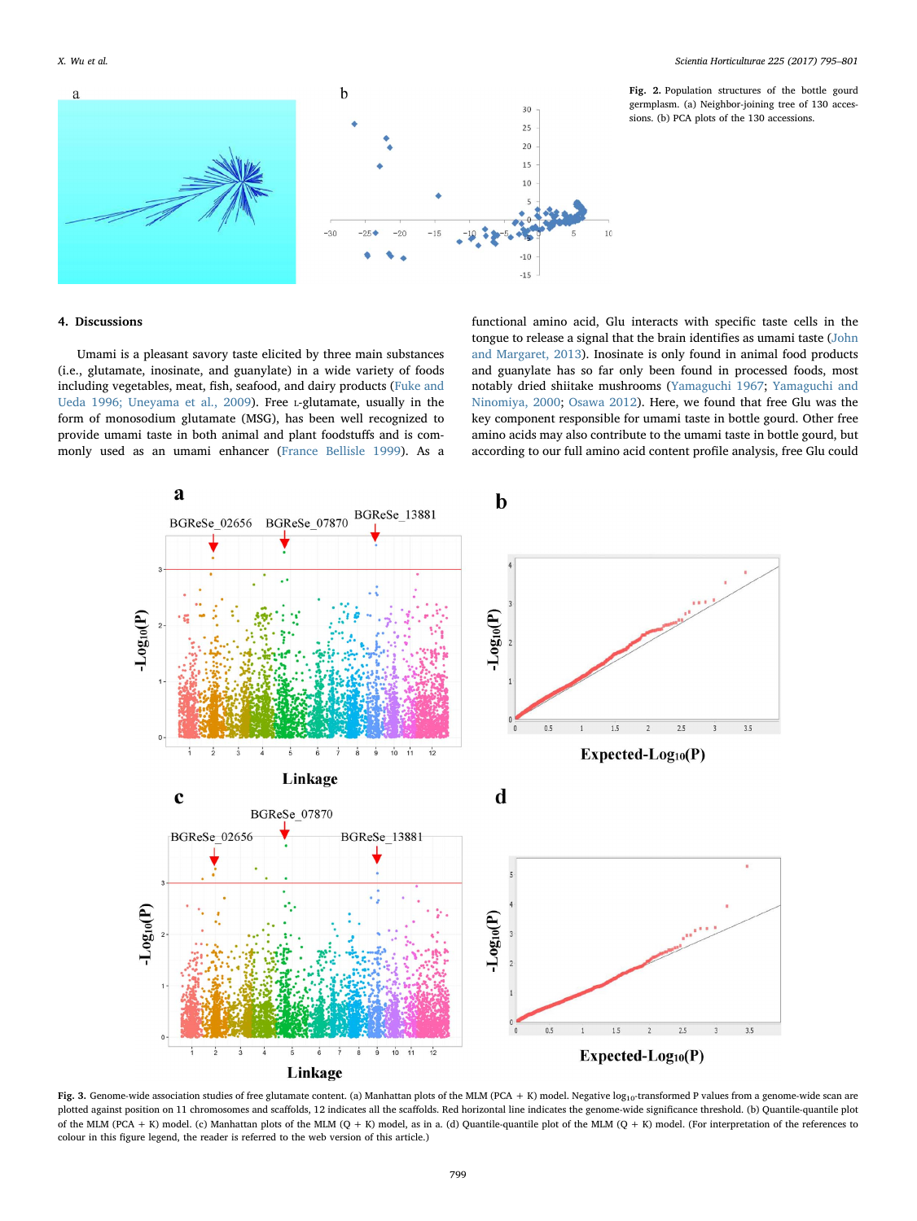Fig. 2. Population structures of the bottle gourd germplasm. (a) Neighbor-joining tree of 130 accessions. (b) PCA plots of the 130 accessions.

## 4. Discussions

Umami is a pleasant savory taste elicited by three main substances (i.e., glutamate, inosinate, and guanylate) in a wide variety of foods including vegetables, meat, fish, seafood, and dairy products (Fuke and Ueda 1996; Uneyama et al., 2009). Free L-glutamate, usually in the form of monosodium glutamate (MSG), has been well recognized to provide umami taste in both animal and plant foodstuffs and is commonly used as an umami enhancer (France Bellisle 1999). As a functional amino acid, Glu interacts with specific taste cells in the tongue to release a signal that the brain identifies as umami taste (John and Margaret, 2013). Inosinate is only found in animal food products and guanylate has so far only been found in processed foods, most notably dried shiitake mushrooms (Yamaguchi 1967; Yamaguchi and Ninomiya, 2000; Osawa 2012). Here, we found that free Glu was the key component responsible for umami taste in bottle gourd. Other free amino acids may also contribute to the umami taste in bottle gourd, but according to our full amino acid content profile analysis, free Glu could

Fig. 3. Genome-wide association studies of free glutamate content. (a) Manhattan plots of the MLM (PCA + K) model. Negative $\log_{10}$-transformed P values from a genome-wide scan are plotted against position on 11 chromosomes and scaffolds, 12 indicates all the scaffolds. Red horizontal line indicates the genome-wide significance threshold. (b) Quantile-quantile plot of the MLM (PCA + K) model. (c) Manhattan plots of the MLM (Q + K) model, as in a. (d) Quantile-quantile plot of the MLM (Q + K) model. (For interpretation of the references to colour in this figure legend, the reader is referred to the web version of this article.)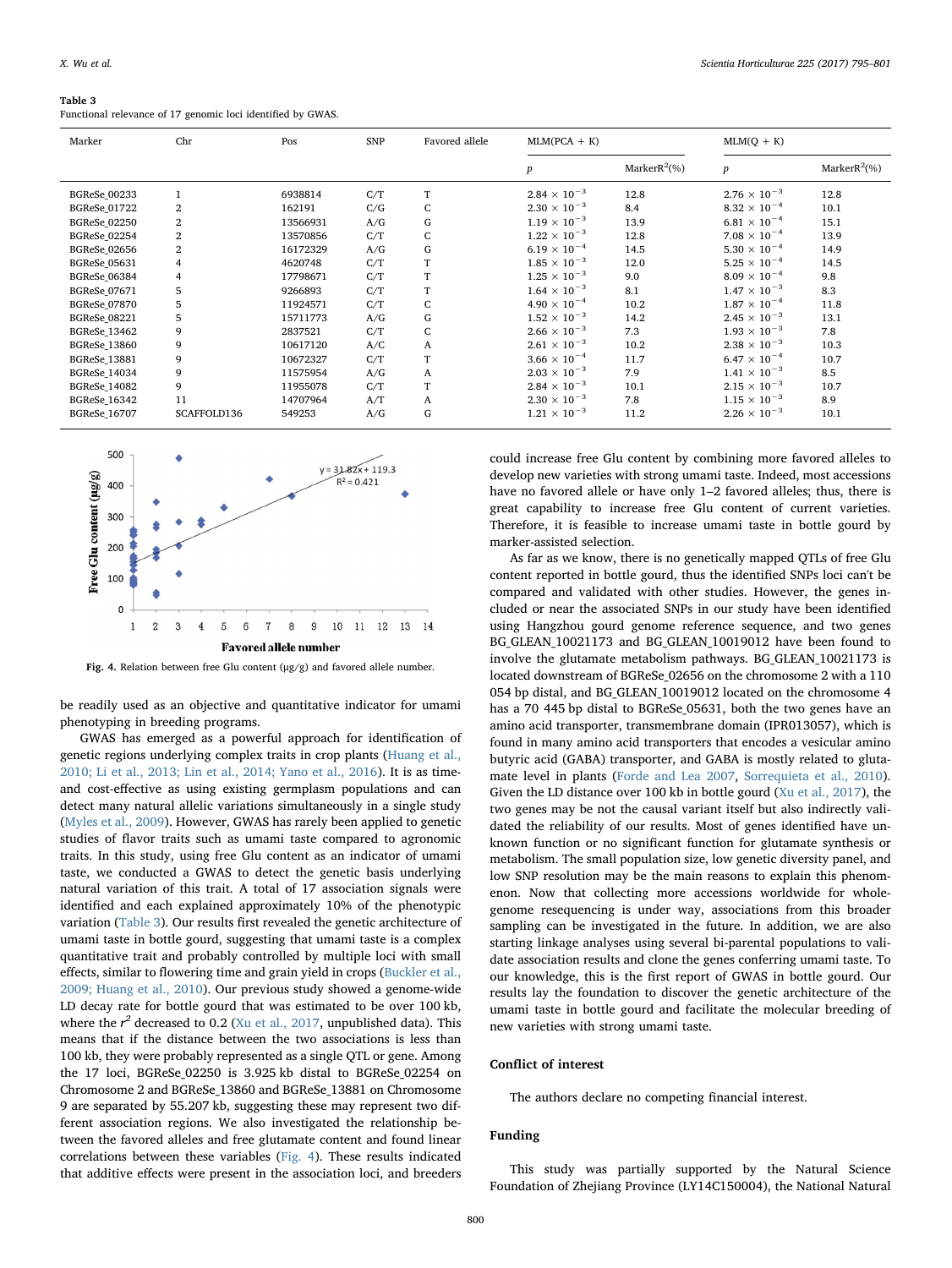**Table 3**
Functional relevance of 17 genomic loci identified by GWAS.

| Marker | Chr | Pos | SNP | Favored allele | MLM(PCA + K) | | MLM(Q + K) | |
|---|---|---|---|---|---|---|---|---|
| | | | | | $p$ | MarkerR$^2$(%) | $p$ | MarkerR$^2$(%) |
| BGReSe_00233 | 1 | 6938814 | C/T | T | $2.84 \times 10^{-3}$ | 12.8 | $2.76 \times 10^{-3}$ | 12.8 |
| BGReSe_01722 | 2 | 162191 | C/G | C | $2.30 \times 10^{-3}$ | 8.4 | $8.32 \times 10^{-4}$ | 10.1 |
| BGReSe_02250 | 2 | 13566931 | A/G | G | $1.19 \times 10^{-3}$ | 13.9 | $6.81 \times 10^{-4}$ | 15.1 |
| BGReSe_02254 | 2 | 13570856 | C/T | C | $1.22 \times 10^{-3}$ | 12.8 | $7.08 \times 10^{-4}$ | 13.9 |
| BGReSe_02656 | 2 | 16172329 | A/G | G | $6.19 \times 10^{-4}$ | 14.5 | $5.30 \times 10^{-4}$ | 14.9 |
| BGReSe_05631 | 4 | 4620748 | C/T | T | $1.85 \times 10^{-3}$ | 12.0 | $5.25 \times 10^{-4}$ | 14.5 |
| BGReSe_06384 | 4 | 17798671 | C/T | T | $1.25 \times 10^{-3}$ | 9.0 | $8.09 \times 10^{-4}$ | 9.8 |
| BGReSe_07671 | 5 | 9266893 | C/T | T | $1.64 \times 10^{-3}$ | 8.1 | $1.47 \times 10^{-3}$ | 8.3 |
| BGReSe_07870 | 5 | 11924571 | C/T | C | $4.90 \times 10^{-4}$ | 10.2 | $1.87 \times 10^{-4}$ | 11.8 |
| BGReSe_08221 | 5 | 15711773 | A/G | G | $1.52 \times 10^{-3}$ | 14.2 | $2.45 \times 10^{-3}$ | 13.1 |
| BGReSe_13462 | 9 | 2837521 | C/T | C | $2.66 \times 10^{-3}$ | 7.3 | $1.93 \times 10^{-3}$ | 7.8 |
| BGReSe_13860 | 9 | 10617120 | A/C | A | $2.61 \times 10^{-3}$ | 10.2 | $2.38 \times 10^{-3}$ | 10.3 |
| BGReSe_13881 | 9 | 10672327 | C/T | T | $3.66 \times 10^{-4}$ | 11.7 | $6.47 \times 10^{-4}$ | 10.7 |
| BGReSe_14034 | 9 | 11575954 | A/G | A | $2.03 \times 10^{-3}$ | 7.9 | $1.41 \times 10^{-3}$ | 8.5 |
| BGReSe_14082 | 9 | 11955078 | C/T | T | $2.84 \times 10^{-3}$ | 10.1 | $2.15 \times 10^{-3}$ | 10.7 |
| BGReSe_16342 | 11 | 14707964 | A/T | A | $2.30 \times 10^{-3}$ | 7.8 | $1.15 \times 10^{-3}$ | 8.9 |
| BGReSe_16707 | SCAFFOLD136 | 549253 | A/G | G | $1.21 \times 10^{-3}$ | 11.2 | $2.26 \times 10^{-3}$ | 10.1 |

**Fig. 4.** Relation between free Glu content (μg/g) and favored allele number.

be readily used as an objective and quantitative indicator for umami phenotyping in breeding programs.

GWAS has emerged as a powerful approach for identification of genetic regions underlying complex traits in crop plants (Huang et al., 2010; Li et al., 2013; Lin et al., 2014; Yano et al., 2016). It is as time- and cost-effective as using existing germplasm populations and can detect many natural allelic variations simultaneously in a single study (Myles et al., 2009). However, GWAS has rarely been applied to genetic studies of flavor traits such as umami taste compared to agronomic traits. In this study, using free Glu content as an indicator of umami taste, we conducted a GWAS to detect the genetic basis underlying natural variation of this trait. A total of 17 association signals were identified and each explained approximately 10% of the phenotypic variation (Table 3). Our results first revealed the genetic architecture of umami taste in bottle gourd, suggesting that umami taste is a complex quantitative trait and probably controlled by multiple loci with small effects, similar to flowering time and grain yield in crops (Buckler et al., 2009; Huang et al., 2010). Our previous study showed a genome-wide LD decay rate for bottle gourd that was estimated to be over 100 kb, where the $r^2$ decreased to 0.2 (Xu et al., 2017, unpublished data). This means that if the distance between the two associations is less than 100 kb, they were probably represented as a single QTL or gene. Among the 17 loci, BGReSe_02250 is 3.925 kb distal to BGReSe_02254 on Chromosome 2 and BGReSe_13860 and BGReSe_13881 on Chromosome 9 are separated by 55.207 kb, suggesting these may represent two different association regions. We also investigated the relationship between the favored alleles and free glutamate content and found linear correlations between these variables (Fig. 4). These results indicated that additive effects were present in the association loci, and breeders could increase free Glu content by combining more favored alleles to develop new varieties with strong umami taste. Indeed, most accessions have no favored allele or have only 1–2 favored alleles; thus, there is great capability to increase free Glu content of current varieties. Therefore, it is feasible to increase umami taste in bottle gourd by marker-assisted selection.

As far as we know, there is no genetically mapped QTLs of free Glu content reported in bottle gourd, thus the identified SNPs loci can't be compared and validated with other studies. However, the genes included or near the associated SNPs in our study have been identified using Hangzhou gourd genome reference sequence, and two genes BG_GLEAN_10021173 and BG_GLEAN_10019012 have been found to involve the glutamate metabolism pathways. BG_GLEAN_10021173 is located downstream of BGReSe_02656 on the chromosome 2 with a 110 054 bp distal, and BG_GLEAN_10019012 located on the chromosome 4 has a 70 445 bp distal to BGReSe_05631, both the two genes have an amino acid transporter, transmembrane domain (IPR013057), which is found in many amino acid transporters that encodes a vesicular amino butyric acid (GABA) transporter, and GABA is mostly related to glutamate level in plants (Forde and Lea 2007, Sorrequieta et al., 2010). Given the LD distance over 100 kb in bottle gourd (Xu et al., 2017), the two genes may be not the causal variant itself but also indirectly validated the reliability of our results. Most of genes identified have unknown function or no significant function for glutamate synthesis or metabolism. The small population size, low genetic diversity panel, and low SNP resolution may be the main reasons to explain this phenomenon. Now that collecting more accessions worldwide for whole-genome resequencing is under way, associations from this broader sampling can be investigated in the future. In addition, we are also starting linkage analyses using several bi-parental populations to validate association results and clone the genes conferring umami taste. To our knowledge, this is the first report of GWAS in bottle gourd. Our results lay the foundation to discover the genetic architecture of the umami taste in bottle gourd and facilitate the molecular breeding of new varieties with strong umami taste.

## Conflict of interest

The authors declare no competing financial interest.

## Funding

This study was partially supported by the Natural Science Foundation of Zhejiang Province (LY14C150004), the National Natural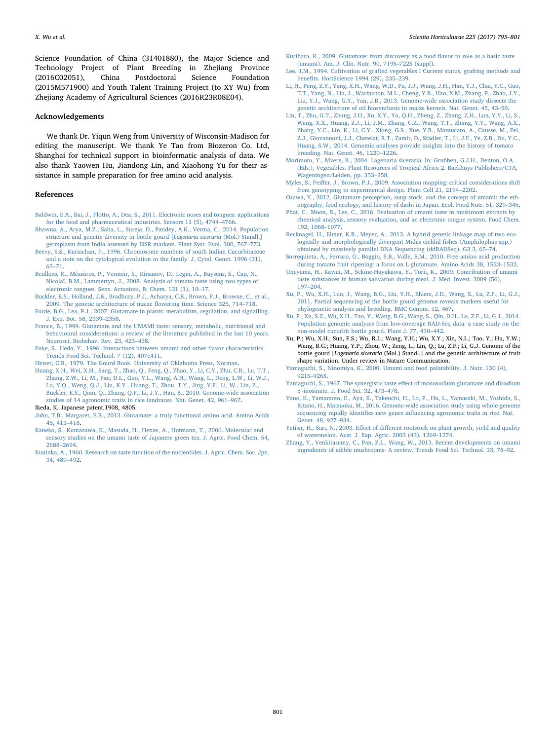Science Foundation of China (31401880), the Major Science and Technology Project of Plant Breeding in Zhejiang Province (2016C02051), China Postdoctoral Science Foundation (2015M571900) and Youth Talent Training Project (to XY Wu) from Zhejiang Academy of Agricultural Sciences (2016R23R08E04).

## Acknowledgements

We thank Dr. Yiqun Weng from University of Wisconsin-Madison for editing the manuscript. We thank Ye Tao from Biozeron Co. Ltd, Shanghai for technical support in bioinformatic analysis of data. We also thank Yaowen Hu, Jiandong Lin, and Xiaohong Yu for their assistance in sample preparation for free amino acid analysis.

## References

Baldwin, E.A., Bai, J., Plotto, A., Dea, S., 2011. Electronic noses and tongues: applications for the food and pharmaceutical industries. Sensors 11 (5), 4744–4766.

Bhawna, A., Arya, M.Z., Saha, L., Sureja, D., Pandey, A.K., Verma, C., 2014. Population structure and genetic diversity in bottle gourd [*Lagenaria siceraria* (Mol.) Standl.] germplasm from India assessed by ISSR markers. Plant Syst. Evol. 300, 767–773.

Beevy, S.S., Kuriachan, P., 1996. Chromosome numbers of south Indian Cucurbitaceae and a note on the cytological evolution in the family. J. Cytol. Genet. 1996 (31), 65–71.

Beullens, K., Mészáros, P., Vermeir, S., Kirsanov, D., Legin, A., Buysens, S., Cap, N., Nicolaï, B.M., Lammertyn, J., 2008. Analysis of tomato taste using two types of electronic tongues. Sens. Actuators, B: Chem. 131 (1), 10–17.

Buckler, E.S., Holland, J.B., Bradbury, P.J., Acharya, C.B., Brown, P.J., Browne, C., et al., 2009. The genetic architecture of maize flowering time. Science 325, 714–718.

Forde, B.G., Lea, P.J., 2007. Glutamate in plants: metabolism, regulation, and signalling. J. Exp. Bot. 58, 2339–2358.

France, B., 1999. Glutamate and the UMAMI taste: sensory, metabolic, nutritional and behavioural considerations: a review of the literature published in the last 10 years. Neurosci. Biobehav. Rev. 23, 423–438.

Fuke, S., Ueda, Y., 1996. Interactions between umami and other flavor characteristics. Trends Food Sci. Technol. 7 (12), 407e411.

Heiser, C.B., 1979. The Gourd Book. University of Oklahoma Press, Norman.

Huang, X.H., Wei, X.H., Sang, T., Zhao, Q., Feng, Q., Zhao, Y., Li, C.Y., Zhu, C.R., Lu, T.T., Zhang, Z.W., Li, M., Fan, D.L., Guo, Y.L., Wang, A.H., Wang, L., Deng, L.W., Li, W.J., Lu, Y.Q., Weng, Q.J., Liu, K.Y., Huang, T., Zhou, T.Y., Jing, Y.F., Li, W., Lin, Z., Buckler, E.S., Qian, Q., Zhang, Q.F., Li, J.Y., Han, B., 2010. Genome-wide association studies of 14 agronomic traits in rice landraces. Nat. Genet. 42, 961–967.

Ikeda, K. Japanese patent,1908, 4805.

John, T.B., Margaret, E.B., 2013. Glutamate: a truly functional amino acid. Amino Acids 45, 413–418.

Kaneko, S., Kumazawa, K., Masuda, H., Henze, A., Hofmann, T., 2006. Molecular and sensory studies on the umami taste of Japanese green tea. J. Agric. Food Chem. 54, 2688–2694.

Kuninka, A., 1960. Research on taste function of the nucleotides. J. Agric. Chem. Soc. Jpn. 34, 489–492.

Kurihara, K., 2009. Glutamate: from discovery as a food flavor to role as a basic taste (umami). Am. J. Clin. Nutr. 90, 719S–722S (suppl).

Lee, J.M., 1994. Cultivation of grafted vegetables I Current status, grafting methods and benefits. HortScience 1994 (29), 235–239.

Li, H., Peng, Z.Y., Yang, X.H., Wang, W.D., Fu, J.J., Wang, J.H., Han, Y.J., Chai, Y.C., Guo, T.T., Yang, N., Liu, J., Warburton, M.L., Cheng, Y.B., Hao, X.M., Zhang, P., Zhao, J.Y., Liu, Y.J., Wang, G.Y., Yan, J.B., 2013. Genome-wide association study dissects the genetic architecture of oil biosynthesis in maize kernels. Nat. Genet. 45, 43–50.

Lin, T., Zhu, G.T., Zhang, J.H., Xu, X.Y., Yu, Q.H., Zheng, Z., Zhang, Z.H., Lun, Y.Y., Li, S., Wang, X.X., Huang, Z.J., Li, J.M., Zhang, C.Z., Wang, T.T., Zhang, Y.Y., Wang, A.X., Zhang, Y.C., Lin, K., Li, C.Y., Xiong, G.S., Xue, Y.B., Mazzucato, A., Causse, M., Fei, Z.J., Giovannoni, J.J., Chetelat, R.T., Zamir, D., Städler, T., Li, J.F., Ye, Z.B., Du, Y.C., Huang, S.W., 2014. Genomic analyses provide insights into the history of tomato breeding. Nat. Genet. 46, 1220–1226.

Morimoto, Y., Mvere, B., 2004. Lagenaria siceraria. In: Grubben, G.J.H., Denton, O.A. (Eds.), Vegetables. Plant Resources of Tropical Africa 2. Backhuys Publishers/CTA, Wageningen/Leiden, pp. 353–358.

Myles, S., Peiffer, J., Brown, P.J., 2009. Association mapping: critical considerations shift from genotyping to experimental design. Plant Cell 21, 2194–2202.

Osawa, Y., 2012. Glutamate perception, soup stock, and the concept of umami: the ethnography, food ecology, and history of dashi in Japan. Ecol. Food Nutr. 51, 329–345.

Phat, C., Moon, B., Lee, C., 2016. Evaluation of umami taste in mushroom extracts by chemical analysis, sensory evaluation, and an electronic tongue system. Food Chem. 192, 1068–1077.

Recknagel, H., Elmer, K.R., Meyer, A., 2013. A hybrid genetic linkage map of two ecologically and morphologically divergent Midas cichlid fishes (Amphilophus spp.) obtained by massively parallel DNA Sequencing (ddRADSeq). G3 3, 65–74.

Sorrequieta, A., Ferraro, G., Boggio, S.B., Valle, E.M., 2010. Free amino acid production during tomato fruit ripening: a focus on L-glutamate. Amino Acids 38, 1523–1532.

Uneyama, H., Kawai, M., Sekine-Hayakawa, Y., Torii, K., 2009. Contribution of umami taste substances in human salivation during meal. J. Med. Invest. 2009 (56), 197–204.

Xu, P., Wu, X.H., Luo, J., Wang, B.G., Liu, Y.H., Ehlers, J.D., Wang, S., Lu, Z.F., Li, G.J., 2011. Partial sequencing of the bottle gourd genome reveals markers useful for phylogenetic analysis and breeding. BMC Genom. 12, 467.

Xu, P., Xu, S.Z., Wu, X.H., Tao, Y., Wang, B.G., Wang, S., Qin, D.H., Lu, Z.F., Li, G.J., 2014. Population genomic analyses from low-coverage RAD-Seq data: a case study on the non-model cucurbit bottle gourd. Plant J. 77, 430–442.

Xu, P.; Wu, X.H.; Sun, F.S.; Wu, R.L.; Wang, Y.H.; Wu, X.Y.; Xin, N.L.; Tao, Y.; Hu, Y.W.; Wang, B.G.; Huang, Y.P.; Zhou, W.; Zeng, L.; Lin, Q.; Lu, Z.F.; Li, G.J. Genome of the bottle gourd [*Lagenaria siceraria* (Mol.) Standl.] and the genetic architecture of fruit shape variation. Under review in Nature Communication.

Yamaguchi, S., Ninomiya, K., 2000. Umami and food palatability. J. Nutr. 130 (4), 921S–926S.

Yamaguchi, S., 1967. The synergistic taste effect of monosodium glutamate and disodium 5'-inosinate. J. Food Sci. 32, 473–478.

Yano, K., Yamamoto, E., Aya, K., Takeuchi, H., Lo, P., Hu, L., Yamasaki, M., Yoshida, S., Kitano, H., Matsuoka, M., 2016. Genome-wide association study using whole-genome sequencing rapidly identifies new genes influencing agronomic traits in rice. Nat. Genet. 48, 927–934.

Yetisir, H., Sari, N., 2003. Effect of different rootstock on plant growth, yield and quality of watermelon. Aust. J. Exp. Agric. 2003 (43), 1269–1274.

Zhang, Y., Venkitasamy, C., Pan, Z.L., Wang, W., 2013. Recent developments on umami ingredients of edible mushrooms- A review. Trends Food Sci. Technol. 33, 78–92.